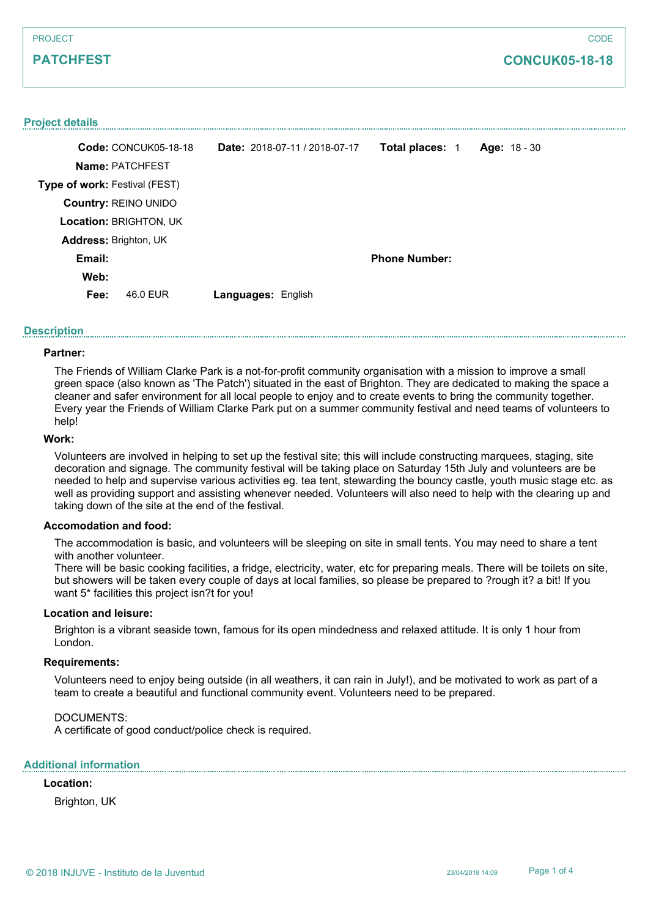PROJECT

**PATCHFEST**

CODE

**CONCUK05-18-18**

## Project details

**Code:** CONCUK05-18-18 **Date:** 2018-07-11 / 2018-07-17 **Total places:** 1 **Age:** 18 - 30

**Name:** PATCHFEST

**Type of work:** Festival (FEST)

**Country:** REINO UNIDO

**Location:** BRIGHTON, UK

**Address:** Brighton, UK

**Email:** **Phone Number:**

**Web:**

**Fee:** 46.0 EUR **Languages:** English

## Description

### Partner:

The Friends of William Clarke Park is a not-for-profit community organisation with a mission to improve a small green space (also known as 'The Patch') situated in the east of Brighton. They are dedicated to making the space a cleaner and safer environment for all local people to enjoy and to create events to bring the community together. Every year the Friends of William Clarke Park put on a summer community festival and need teams of volunteers to help!

### Work:

Volunteers are involved in helping to set up the festival site; this will include constructing marquees, staging, site decoration and signage. The community festival will be taking place on Saturday 15th July and volunteers are be needed to help and supervise various activities eg. tea tent, stewarding the bouncy castle, youth music stage etc. as well as providing support and assisting whenever needed. Volunteers will also need to help with the clearing up and taking down of the site at the end of the festival.

### Accomodation and food:

The accommodation is basic, and volunteers will be sleeping on site in small tents. You may need to share a tent with another volunteer.
There will be basic cooking facilities, a fridge, electricity, water, etc for preparing meals. There will be toilets on site, but showers will be taken every couple of days at local families, so please be prepared to ?rough it? a bit! If you want 5* facilities this project isn?t for you!

### Location and leisure:

Brighton is a vibrant seaside town, famous for its open mindedness and relaxed attitude. It is only 1 hour from London.

### Requirements:

Volunteers need to enjoy being outside (in all weathers, it can rain in July!), and be motivated to work as part of a team to create a beautiful and functional community event. Volunteers need to be prepared.

DOCUMENTS:
A certificate of good conduct/police check is required.

## Additional information

### Location:

Brighton, UK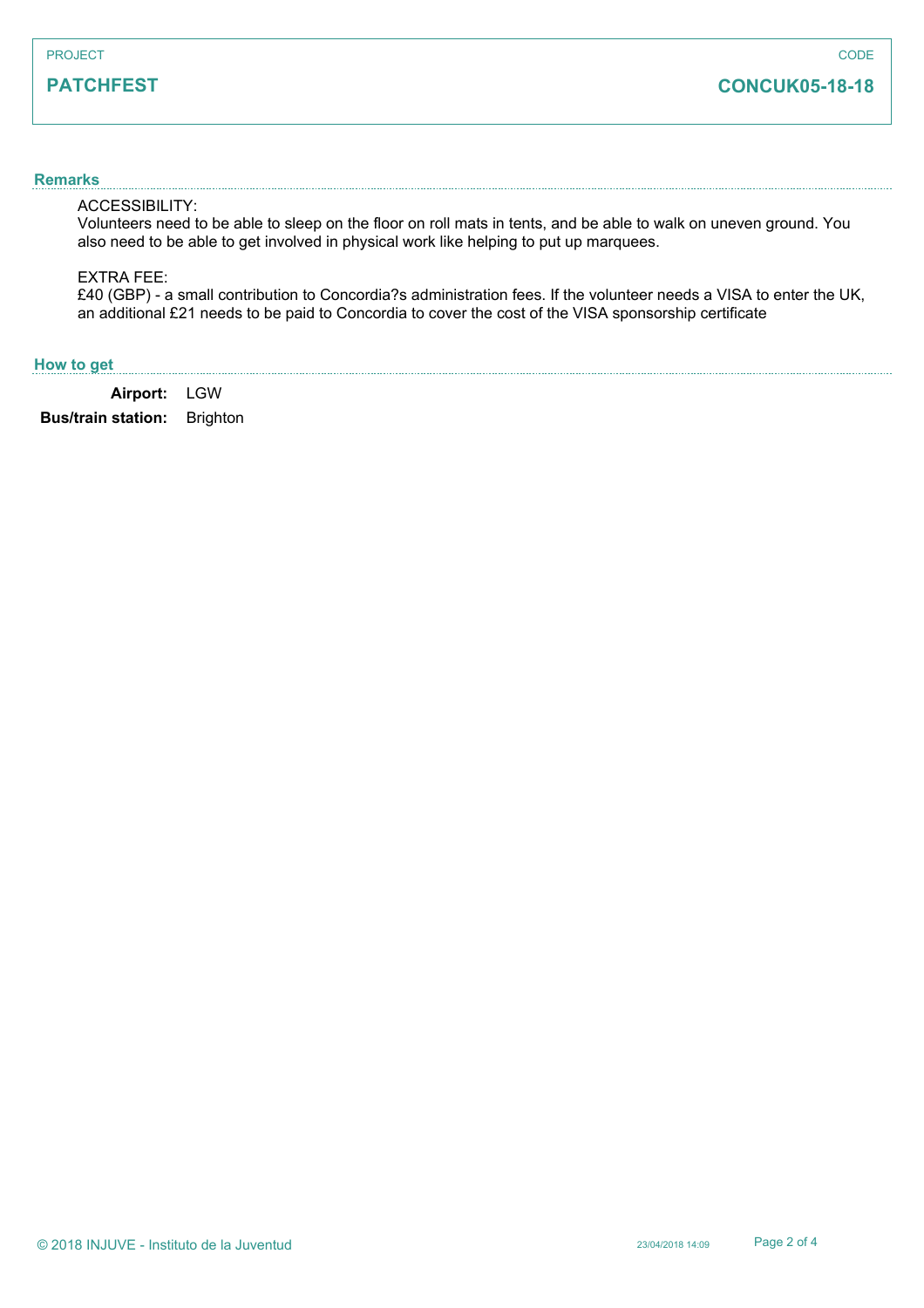PROJECT

**PATCHFEST**

CODE

**CONCUK05-18-18**

## Remarks

ACCESSIBILITY:
Volunteers need to be able to sleep on the floor on roll mats in tents, and be able to walk on uneven ground. You also need to be able to get involved in physical work like helping to put up marquees.

EXTRA FEE:
£40 (GBP) - a small contribution to Concordia?s administration fees. If the volunteer needs a VISA to enter the UK, an additional £21 needs to be paid to Concordia to cover the cost of the VISA sponsorship certificate

## How to get

**Airport:** LGW

**Bus/train station:** Brighton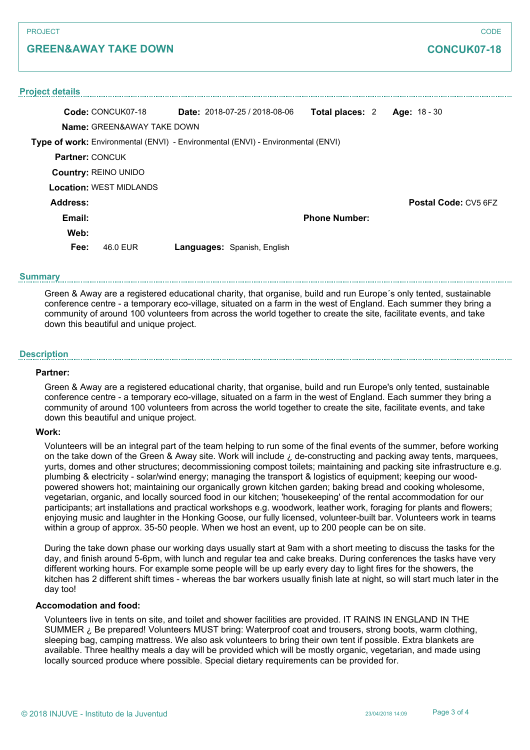PROJECT

## GREEN&AWAY TAKE DOWN

CODE

**CONCUK07-18**

### Project details

**Code:** CONCUK07-18 **Date:** 2018-07-25 / 2018-08-06 **Total places:** 2 **Age:** 18 - 30

**Name:** GREEN&AWAY TAKE DOWN

**Type of work:** Environmental (ENVI) - Environmental (ENVI) - Environmental (ENVI)

**Partner:** CONCUK

**Country:** REINO UNIDO

**Location:** WEST MIDLANDS

**Address:** **Postal Code:** CV5 6FZ

**Email:** **Phone Number:**

**Web:**

**Fee:** 46.0 EUR **Languages:** Spanish, English

### Summary

Green & Away are a registered educational charity, that organise, build and run Europe´s only tented, sustainable conference centre - a temporary eco-village, situated on a farm in the west of England. Each summer they bring a community of around 100 volunteers from across the world together to create the site, facilitate events, and take down this beautiful and unique project.

### Description

**Partner:**

Green & Away are a registered educational charity, that organise, build and run Europe's only tented, sustainable conference centre - a temporary eco-village, situated on a farm in the west of England. Each summer they bring a community of around 100 volunteers from across the world together to create the site, facilitate events, and take down this beautiful and unique project.

**Work:**

Volunteers will be an integral part of the team helping to run some of the final events of the summer, before working on the take down of the Green & Away site. Work will include ¿ de-constructing and packing away tents, marquees, yurts, domes and other structures; decommissioning compost toilets; maintaining and packing site infrastructure e.g. plumbing & electricity - solar/wind energy; managing the transport & logistics of equipment; keeping our wood-powered showers hot; maintaining our organically grown kitchen garden; baking bread and cooking wholesome, vegetarian, organic, and locally sourced food in our kitchen; 'housekeeping' of the rental accommodation for our participants; art installations and practical workshops e.g. woodwork, leather work, foraging for plants and flowers; enjoying music and laughter in the Honking Goose, our fully licensed, volunteer-built bar. Volunteers work in teams within a group of approx. 35-50 people. When we host an event, up to 200 people can be on site.

During the take down phase our working days usually start at 9am with a short meeting to discuss the tasks for the day, and finish around 5-6pm, with lunch and regular tea and cake breaks. During conferences the tasks have very different working hours. For example some people will be up early every day to light fires for the showers, the kitchen has 2 different shift times - whereas the bar workers usually finish late at night, so will start much later in the day too!

**Accomodation and food:**

Volunteers live in tents on site, and toilet and shower facilities are provided. IT RAINS IN ENGLAND IN THE SUMMER ¿ Be prepared! Volunteers MUST bring: Waterproof coat and trousers, strong boots, warm clothing, sleeping bag, camping mattress. We also ask volunteers to bring their own tent if possible. Extra blankets are available. Three healthy meals a day will be provided which will be mostly organic, vegetarian, and made using locally sourced produce where possible. Special dietary requirements can be provided for.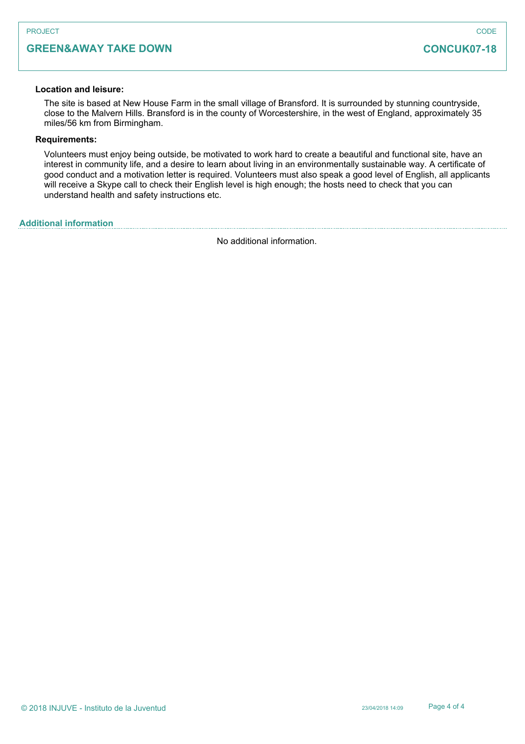**Location and leisure:**

The site is based at New House Farm in the small village of Bransford. It is surrounded by stunning countryside, close to the Malvern Hills. Bransford is in the county of Worcestershire, in the west of England, approximately 35 miles/56 km from Birmingham.

**Requirements:**

Volunteers must enjoy being outside, be motivated to work hard to create a beautiful and functional site, have an interest in community life, and a desire to learn about living in an environmentally sustainable way. A certificate of good conduct and a motivation letter is required. Volunteers must also speak a good level of English, all applicants will receive a Skype call to check their English level is high enough; the hosts need to check that you can understand health and safety instructions etc.

## Additional information

No additional information.